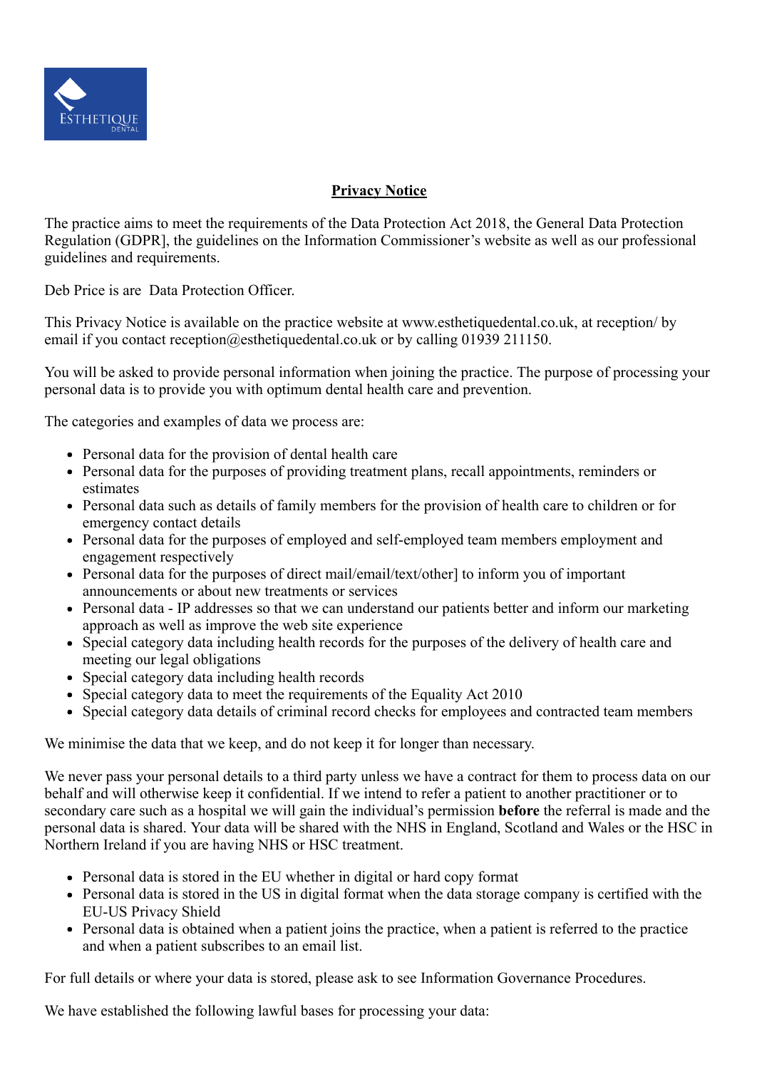**Privacy Notice**

The practice aims to meet the requirements of the Data Protection Act 2018, the General Data Protection Regulation (GDPR], the guidelines on the Information Commissioner's website as well as our professional guidelines and requirements.

Deb Price is are  Data Protection Officer.

This Privacy Notice is available on the practice website at www.esthetiquedental.co.uk, at reception/ by email if you contact reception@esthetiquedental.co.uk or by calling 01939 211150.

You will be asked to provide personal information when joining the practice. The purpose of processing your personal data is to provide you with optimum dental health care and prevention.

The categories and examples of data we process are:

- Personal data for the provision of dental health care
- Personal data for the purposes of providing treatment plans, recall appointments, reminders or estimates
- Personal data such as details of family members for the provision of health care to children or for emergency contact details
- Personal data for the purposes of employed and self-employed team members employment and engagement respectively
- Personal data for the purposes of direct mail/email/text/other] to inform you of important announcements or about new treatments or services
- Personal data - IP addresses so that we can understand our patients better and inform our marketing approach as well as improve the web site experience
- Special category data including health records for the purposes of the delivery of health care and meeting our legal obligations
- Special category data including health records
- Special category data to meet the requirements of the Equality Act 2010
- Special category data details of criminal record checks for employees and contracted team members

We minimise the data that we keep, and do not keep it for longer than necessary.

We never pass your personal details to a third party unless we have a contract for them to process data on our behalf and will otherwise keep it confidential. If we intend to refer a patient to another practitioner or to secondary care such as a hospital we will gain the individual's permission **before** the referral is made and the personal data is shared. Your data will be shared with the NHS in England, Scotland and Wales or the HSC in Northern Ireland if you are having NHS or HSC treatment.

- Personal data is stored in the EU whether in digital or hard copy format
- Personal data is stored in the US in digital format when the data storage company is certified with the EU-US Privacy Shield
- Personal data is obtained when a patient joins the practice, when a patient is referred to the practice and when a patient subscribes to an email list.

For full details or where your data is stored, please ask to see Information Governance Procedures.

We have established the following lawful bases for processing your data: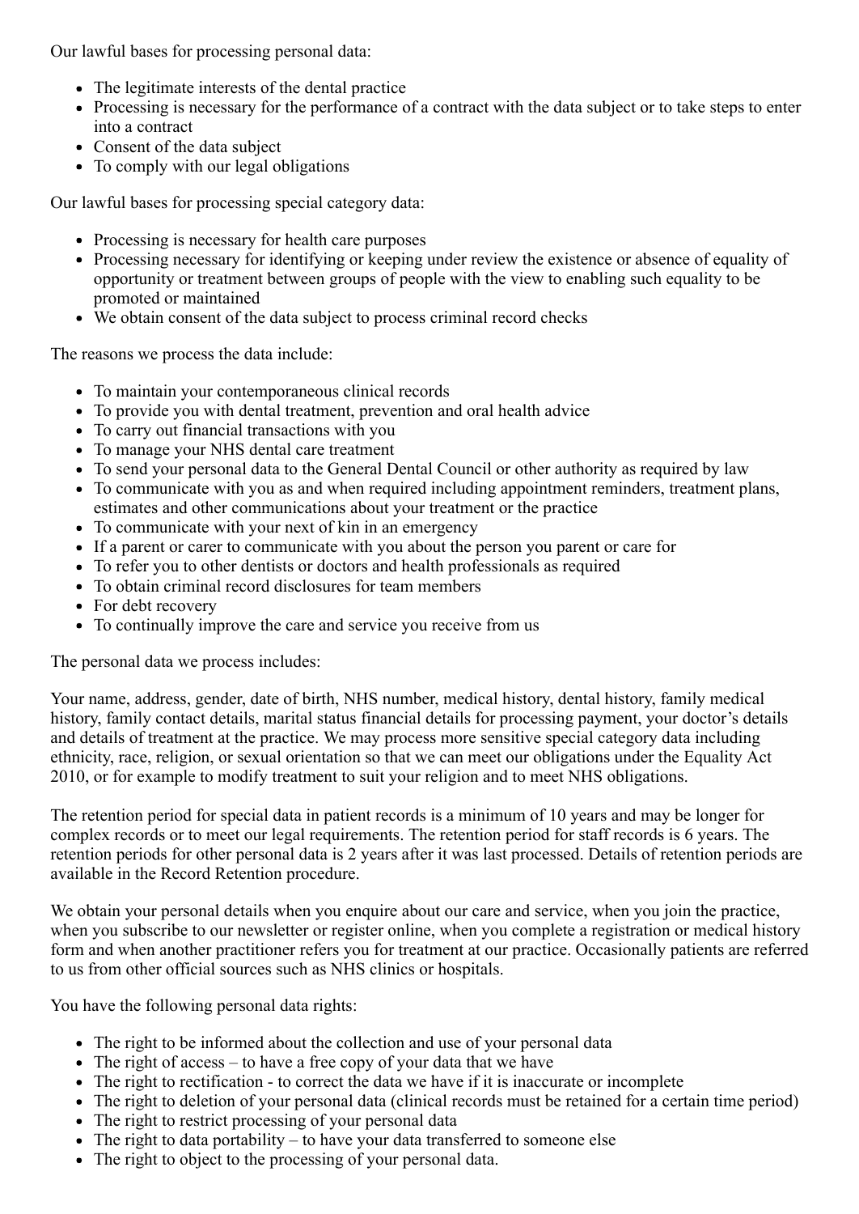Our lawful bases for processing personal data:

- The legitimate interests of the dental practice
- Processing is necessary for the performance of a contract with the data subject or to take steps to enter into a contract
- Consent of the data subject
- To comply with our legal obligations

Our lawful bases for processing special category data:

- Processing is necessary for health care purposes
- Processing necessary for identifying or keeping under review the existence or absence of equality of opportunity or treatment between groups of people with the view to enabling such equality to be promoted or maintained
- We obtain consent of the data subject to process criminal record checks

The reasons we process the data include:

- To maintain your contemporaneous clinical records
- To provide you with dental treatment, prevention and oral health advice
- To carry out financial transactions with you
- To manage your NHS dental care treatment
- To send your personal data to the General Dental Council or other authority as required by law
- To communicate with you as and when required including appointment reminders, treatment plans, estimates and other communications about your treatment or the practice
- To communicate with your next of kin in an emergency
- If a parent or carer to communicate with you about the person you parent or care for
- To refer you to other dentists or doctors and health professionals as required
- To obtain criminal record disclosures for team members
- For debt recovery
- To continually improve the care and service you receive from us

The personal data we process includes:

Your name, address, gender, date of birth, NHS number, medical history, dental history, family medical history, family contact details, marital status financial details for processing payment, your doctor's details and details of treatment at the practice. We may process more sensitive special category data including ethnicity, race, religion, or sexual orientation so that we can meet our obligations under the Equality Act 2010, or for example to modify treatment to suit your religion and to meet NHS obligations.

The retention period for special data in patient records is a minimum of 10 years and may be longer for complex records or to meet our legal requirements. The retention period for staff records is 6 years. The retention periods for other personal data is 2 years after it was last processed. Details of retention periods are available in the Record Retention procedure.

We obtain your personal details when you enquire about our care and service, when you join the practice, when you subscribe to our newsletter or register online, when you complete a registration or medical history form and when another practitioner refers you for treatment at our practice. Occasionally patients are referred to us from other official sources such as NHS clinics or hospitals.

You have the following personal data rights:

- The right to be informed about the collection and use of your personal data
- The right of access – to have a free copy of your data that we have
- The right to rectification - to correct the data we have if it is inaccurate or incomplete
- The right to deletion of your personal data (clinical records must be retained for a certain time period)
- The right to restrict processing of your personal data
- The right to data portability – to have your data transferred to someone else
- The right to object to the processing of your personal data.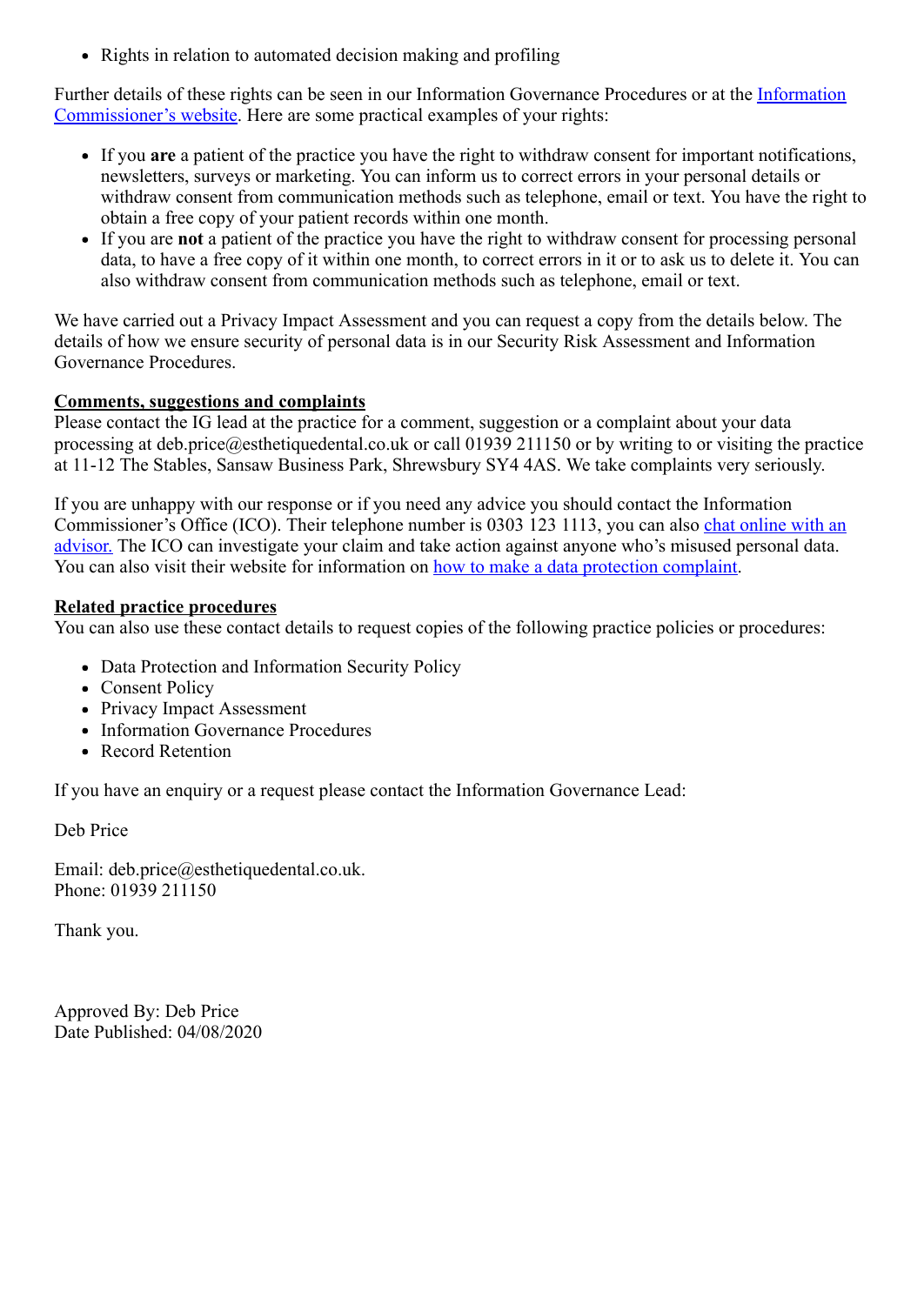- Rights in relation to automated decision making and profiling

Further details of these rights can be seen in our Information Governance Procedures or at the [Information Commissioner's website](). Here are some practical examples of your rights:

- If you **are** a patient of the practice you have the right to withdraw consent for important notifications, newsletters, surveys or marketing. You can inform us to correct errors in your personal details or withdraw consent from communication methods such as telephone, email or text. You have the right to obtain a free copy of your patient records within one month.
- If you are **not** a patient of the practice you have the right to withdraw consent for processing personal data, to have a free copy of it within one month, to correct errors in it or to ask us to delete it. You can also withdraw consent from communication methods such as telephone, email or text.

We have carried out a Privacy Impact Assessment and you can request a copy from the details below. The details of how we ensure security of personal data is in our Security Risk Assessment and Information Governance Procedures.

**Comments, suggestions and complaints**

Please contact the IG lead at the practice for a comment, suggestion or a complaint about your data processing at deb.price@esthetiquedental.co.uk or call 01939 211150 or by writing to or visiting the practice at 11-12 The Stables, Sansaw Business Park, Shrewsbury SY4 4AS. We take complaints very seriously.

If you are unhappy with our response or if you need any advice you should contact the Information Commissioner's Office (ICO). Their telephone number is 0303 123 1113, you can also chat online with an advisor. The ICO can investigate your claim and take action against anyone who's misused personal data. You can also visit their website for information on how to make a data protection complaint.

**Related practice procedures**

You can also use these contact details to request copies of the following practice policies or procedures:

- Data Protection and Information Security Policy
- Consent Policy
- Privacy Impact Assessment
- Information Governance Procedures
- Record Retention

If you have an enquiry or a request please contact the Information Governance Lead:

Deb Price

Email: deb.price@esthetiquedental.co.uk.
Phone: 01939 211150

Thank you.

Approved By: Deb Price
Date Published: 04/08/2020